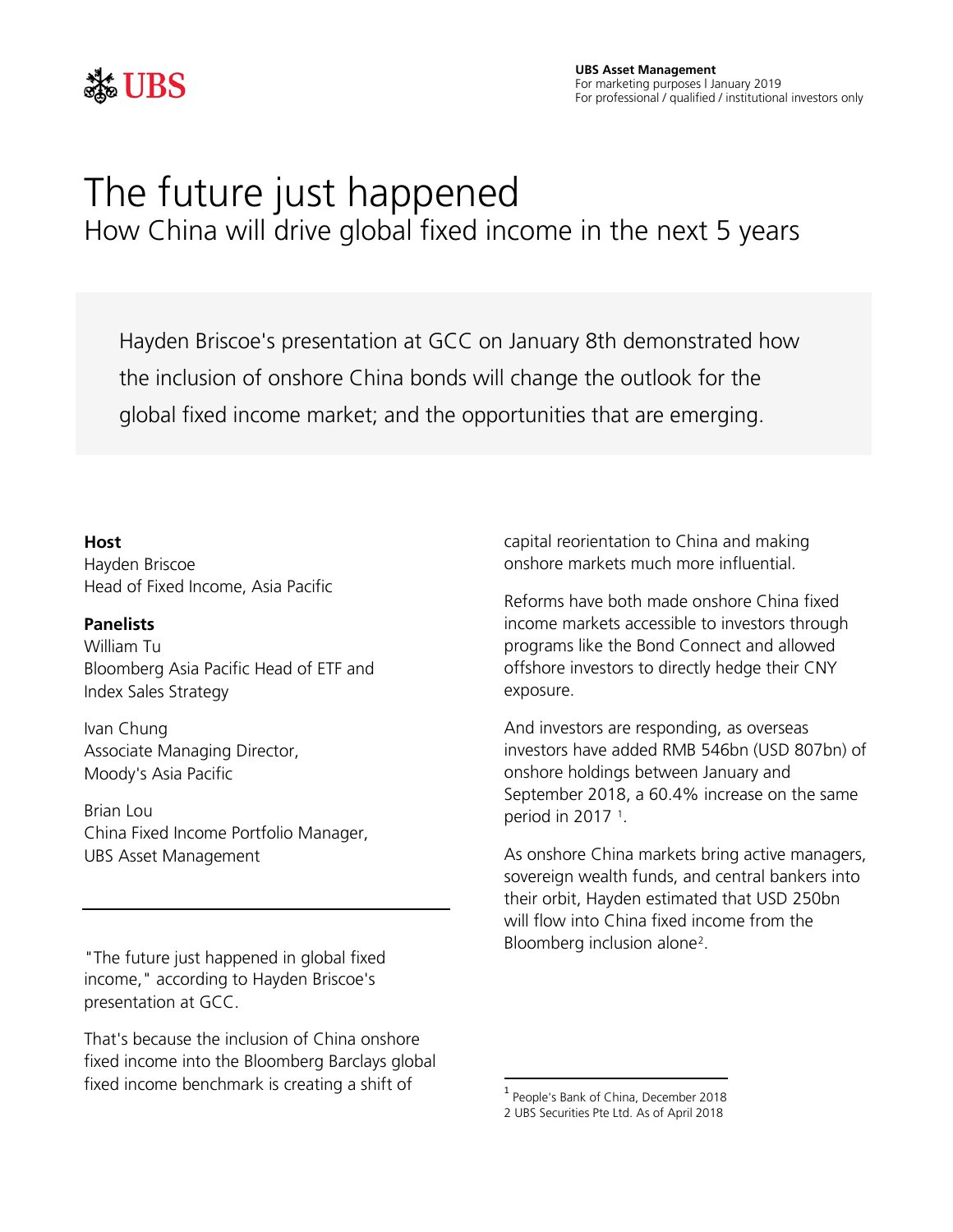UBS Asset Management
For marketing purposes l January 2019
For professional / qualified / institutional investors only

# The future just happened

## How China will drive global fixed income in the next 5 years

Hayden Briscoe's presentation at GCC on January 8th demonstrated how the inclusion of onshore China bonds will change the outlook for the global fixed income market; and the opportunities that are emerging.

**Host**
Hayden Briscoe
Head of Fixed Income, Asia Pacific

**Panelists**
William Tu
Bloomberg Asia Pacific Head of ETF and Index Sales Strategy

Ivan Chung
Associate Managing Director, Moody's Asia Pacific

Brian Lou
China Fixed Income Portfolio Manager, UBS Asset Management

---

"The future just happened in global fixed income," according to Hayden Briscoe's presentation at GCC.

That's because the inclusion of China onshore fixed income into the Bloomberg Barclays global fixed income benchmark is creating a shift of capital reorientation to China and making onshore markets much more influential.

Reforms have both made onshore China fixed income markets accessible to investors through programs like the Bond Connect and allowed offshore investors to directly hedge their CNY exposure.

And investors are responding, as overseas investors have added RMB 546bn (USD 807bn) of onshore holdings between January and September 2018, a 60.4% increase on the same period in 2017 [1].

As onshore China markets bring active managers, sovereign wealth funds, and central bankers into their orbit, Hayden estimated that USD 250bn will flow into China fixed income from the Bloomberg inclusion alone[2].

---

[1] People's Bank of China, December 2018
2 UBS Securities Pte Ltd. As of April 2018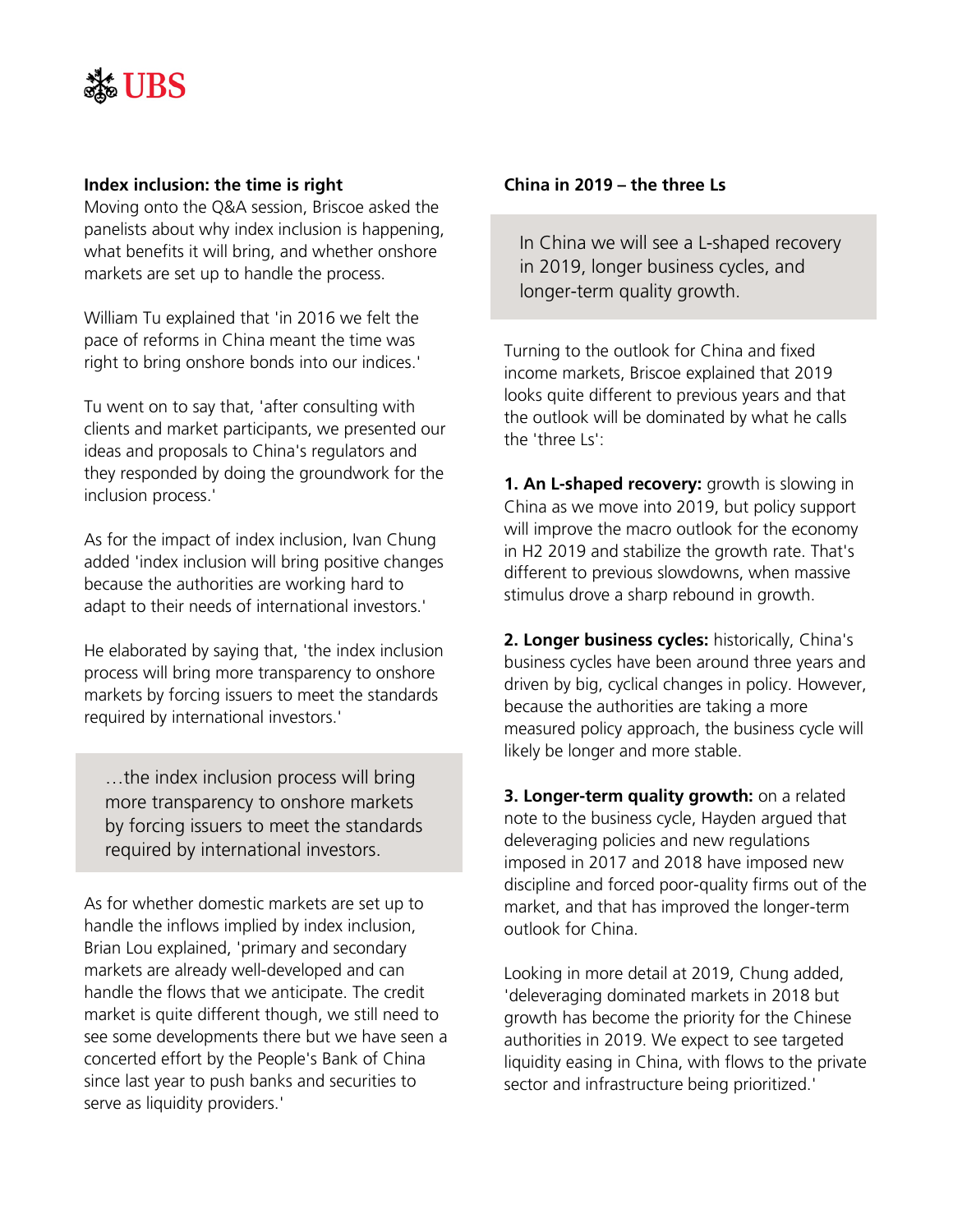### Index inclusion: the time is right

Moving onto the Q&A session, Briscoe asked the panelists about why index inclusion is happening, what benefits it will bring, and whether onshore markets are set up to handle the process.

William Tu explained that 'in 2016 we felt the pace of reforms in China meant the time was right to bring onshore bonds into our indices.'

Tu went on to say that, 'after consulting with clients and market participants, we presented our ideas and proposals to China's regulators and they responded by doing the groundwork for the inclusion process.'

As for the impact of index inclusion, Ivan Chung added 'index inclusion will bring positive changes because the authorities are working hard to adapt to their needs of international investors.'

He elaborated by saying that, 'the index inclusion process will bring more transparency to onshore markets by forcing issuers to meet the standards required by international investors.'

> …the index inclusion process will bring more transparency to onshore markets by forcing issuers to meet the standards required by international investors.

As for whether domestic markets are set up to handle the inflows implied by index inclusion, Brian Lou explained, 'primary and secondary markets are already well-developed and can handle the flows that we anticipate. The credit market is quite different though, we still need to see some developments there but we have seen a concerted effort by the People's Bank of China since last year to push banks and securities to serve as liquidity providers.'

### China in 2019 – the three Ls

> In China we will see a L-shaped recovery in 2019, longer business cycles, and longer-term quality growth.

Turning to the outlook for China and fixed income markets, Briscoe explained that 2019 looks quite different to previous years and that the outlook will be dominated by what he calls the 'three Ls':

**1. An L-shaped recovery:** growth is slowing in China as we move into 2019, but policy support will improve the macro outlook for the economy in H2 2019 and stabilize the growth rate. That's different to previous slowdowns, when massive stimulus drove a sharp rebound in growth.

**2. Longer business cycles:** historically, China's business cycles have been around three years and driven by big, cyclical changes in policy. However, because the authorities are taking a more measured policy approach, the business cycle will likely be longer and more stable.

**3. Longer-term quality growth:** on a related note to the business cycle, Hayden argued that deleveraging policies and new regulations imposed in 2017 and 2018 have imposed new discipline and forced poor-quality firms out of the market, and that has improved the longer-term outlook for China.

Looking in more detail at 2019, Chung added, 'deleveraging dominated markets in 2018 but growth has become the priority for the Chinese authorities in 2019. We expect to see targeted liquidity easing in China, with flows to the private sector and infrastructure being prioritized.'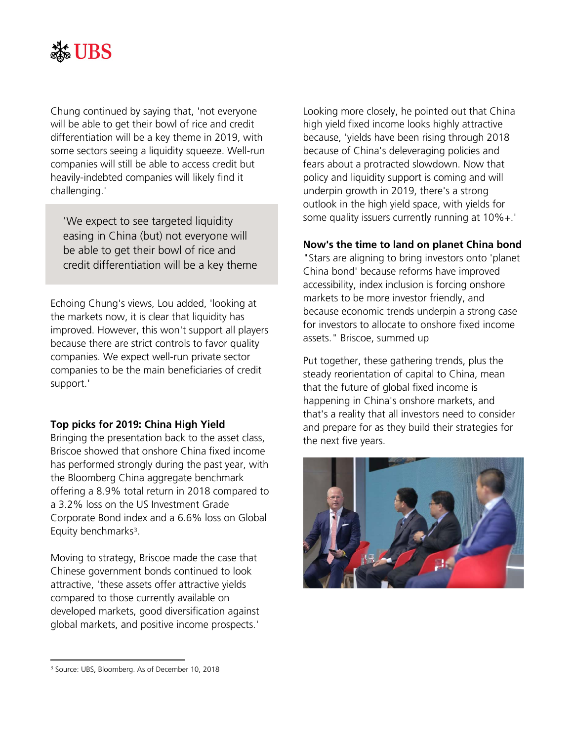Chung continued by saying that, 'not everyone will be able to get their bowl of rice and credit differentiation will be a key theme in 2019, with some sectors seeing a liquidity squeeze. Well-run companies will still be able to access credit but heavily-indebted companies will likely find it challenging.'

> 'We expect to see targeted liquidity easing in China (but) not everyone will be able to get their bowl of rice and credit differentiation will be a key theme

Echoing Chung's views, Lou added, 'looking at the markets now, it is clear that liquidity has improved. However, this won't support all players because there are strict controls to favor quality companies. We expect well-run private sector companies to be the main beneficiaries of credit support.'

**Top picks for 2019: China High Yield**

Bringing the presentation back to the asset class, Briscoe showed that onshore China fixed income has performed strongly during the past year, with the Bloomberg China aggregate benchmark offering a 8.9% total return in 2018 compared to a 3.2% loss on the US Investment Grade Corporate Bond index and a 6.6% loss on Global Equity benchmarks[3].

Moving to strategy, Briscoe made the case that Chinese government bonds continued to look attractive, 'these assets offer attractive yields compared to those currently available on developed markets, good diversification against global markets, and positive income prospects.'

Looking more closely, he pointed out that China high yield fixed income looks highly attractive because, 'yields have been rising through 2018 because of China's deleveraging policies and fears about a protracted slowdown. Now that policy and liquidity support is coming and will underpin growth in 2019, there's a strong outlook in the high yield space, with yields for some quality issuers currently running at 10%+.'

**Now's the time to land on planet China bond**

"Stars are aligning to bring investors onto 'planet China bond' because reforms have improved accessibility, index inclusion is forcing onshore markets to be more investor friendly, and because economic trends underpin a strong case for investors to allocate to onshore fixed income assets." Briscoe, summed up

Put together, these gathering trends, plus the steady reorientation of capital to China, mean that the future of global fixed income is happening in China's onshore markets, and that's a reality that all investors need to consider and prepare for as they build their strategies for the next five years.

[3] Source: UBS, Bloomberg. As of December 10, 2018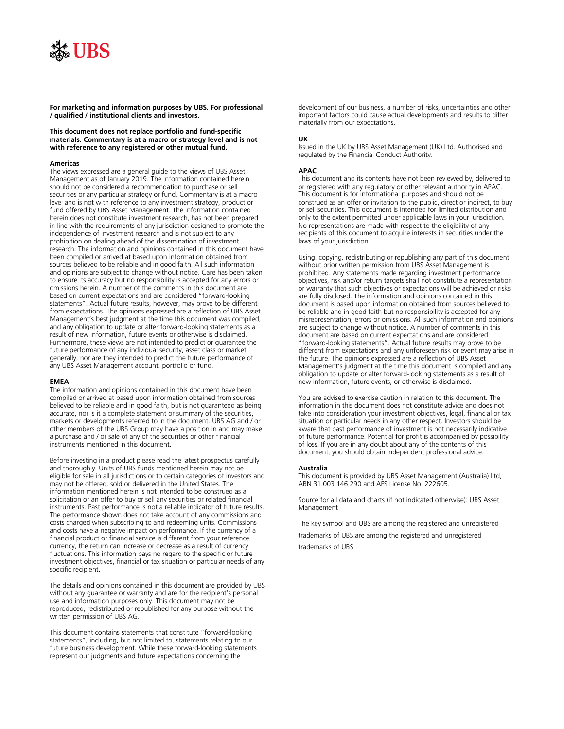**For marketing and information purposes by UBS. For professional / qualified / institutional clients and investors.**

**This document does not replace portfolio and fund-specific materials. Commentary is at a macro or strategy level and is not with reference to any registered or other mutual fund.**

**Americas**

The views expressed are a general guide to the views of UBS Asset Management as of January 2019. The information contained herein should not be considered a recommendation to purchase or sell securities or any particular strategy or fund. Commentary is at a macro level and is not with reference to any investment strategy, product or fund offered by UBS Asset Management. The information contained herein does not constitute investment research, has not been prepared in line with the requirements of any jurisdiction designed to promote the independence of investment research and is not subject to any prohibition on dealing ahead of the dissemination of investment research. The information and opinions contained in this document have been compiled or arrived at based upon information obtained from sources believed to be reliable and in good faith. All such information and opinions are subject to change without notice. Care has been taken to ensure its accuracy but no responsibility is accepted for any errors or omissions herein. A number of the comments in this document are based on current expectations and are considered "forward-looking statements". Actual future results, however, may prove to be different from expectations. The opinions expressed are a reflection of UBS Asset Management's best judgment at the time this document was compiled, and any obligation to update or alter forward-looking statements as a result of new information, future events or otherwise is disclaimed. Furthermore, these views are not intended to predict or guarantee the future performance of any individual security, asset class or market generally, nor are they intended to predict the future performance of any UBS Asset Management account, portfolio or fund.

**EMEA**

The information and opinions contained in this document have been compiled or arrived at based upon information obtained from sources believed to be reliable and in good faith, but is not guaranteed as being accurate, nor is it a complete statement or summary of the securities, markets or developments referred to in the document. UBS AG and / or other members of the UBS Group may have a position in and may make a purchase and / or sale of any of the securities or other financial instruments mentioned in this document.

Before investing in a product please read the latest prospectus carefully and thoroughly. Units of UBS funds mentioned herein may not be eligible for sale in all jurisdictions or to certain categories of investors and may not be offered, sold or delivered in the United States. The information mentioned herein is not intended to be construed as a solicitation or an offer to buy or sell any securities or related financial instruments. Past performance is not a reliable indicator of future results. The performance shown does not take account of any commissions and costs charged when subscribing to and redeeming units. Commissions and costs have a negative impact on performance. If the currency of a financial product or financial service is different from your reference currency, the return can increase or decrease as a result of currency fluctuations. This information pays no regard to the specific or future investment objectives, financial or tax situation or particular needs of any specific recipient.

The details and opinions contained in this document are provided by UBS without any guarantee or warranty and are for the recipient's personal use and information purposes only. This document may not be reproduced, redistributed or republished for any purpose without the written permission of UBS AG.

This document contains statements that constitute "forward-looking statements", including, but not limited to, statements relating to our future business development. While these forward-looking statements represent our judgments and future expectations concerning the development of our business, a number of risks, uncertainties and other important factors could cause actual developments and results to differ materially from our expectations.

**UK**

Issued in the UK by UBS Asset Management (UK) Ltd. Authorised and regulated by the Financial Conduct Authority.

**APAC**

This document and its contents have not been reviewed by, delivered to or registered with any regulatory or other relevant authority in APAC. This document is for informational purposes and should not be construed as an offer or invitation to the public, direct or indirect, to buy or sell securities. This document is intended for limited distribution and only to the extent permitted under applicable laws in your jurisdiction. No representations are made with respect to the eligibility of any recipients of this document to acquire interests in securities under the laws of your jurisdiction.

Using, copying, redistributing or republishing any part of this document without prior written permission from UBS Asset Management is prohibited. Any statements made regarding investment performance objectives, risk and/or return targets shall not constitute a representation or warranty that such objectives or expectations will be achieved or risks are fully disclosed. The information and opinions contained in this document is based upon information obtained from sources believed to be reliable and in good faith but no responsibility is accepted for any misrepresentation, errors or omissions. All such information and opinions are subject to change without notice. A number of comments in this document are based on current expectations and are considered "forward-looking statements". Actual future results may prove to be different from expectations and any unforeseen risk or event may arise in the future. The opinions expressed are a reflection of UBS Asset Management's judgment at the time this document is compiled and any obligation to update or alter forward-looking statements as a result of new information, future events, or otherwise is disclaimed.

You are advised to exercise caution in relation to this document. The information in this document does not constitute advice and does not take into consideration your investment objectives, legal, financial or tax situation or particular needs in any other respect. Investors should be aware that past performance of investment is not necessarily indicative of future performance. Potential for profit is accompanied by possibility of loss. If you are in any doubt about any of the contents of this document, you should obtain independent professional advice.

**Australia**

This document is provided by UBS Asset Management (Australia) Ltd, ABN 31 003 146 290 and AFS License No. 222605.

Source for all data and charts (if not indicated otherwise): UBS Asset Management

The key symbol and UBS are among the registered and unregistered trademarks of UBS.are among the registered and unregistered trademarks of UBS